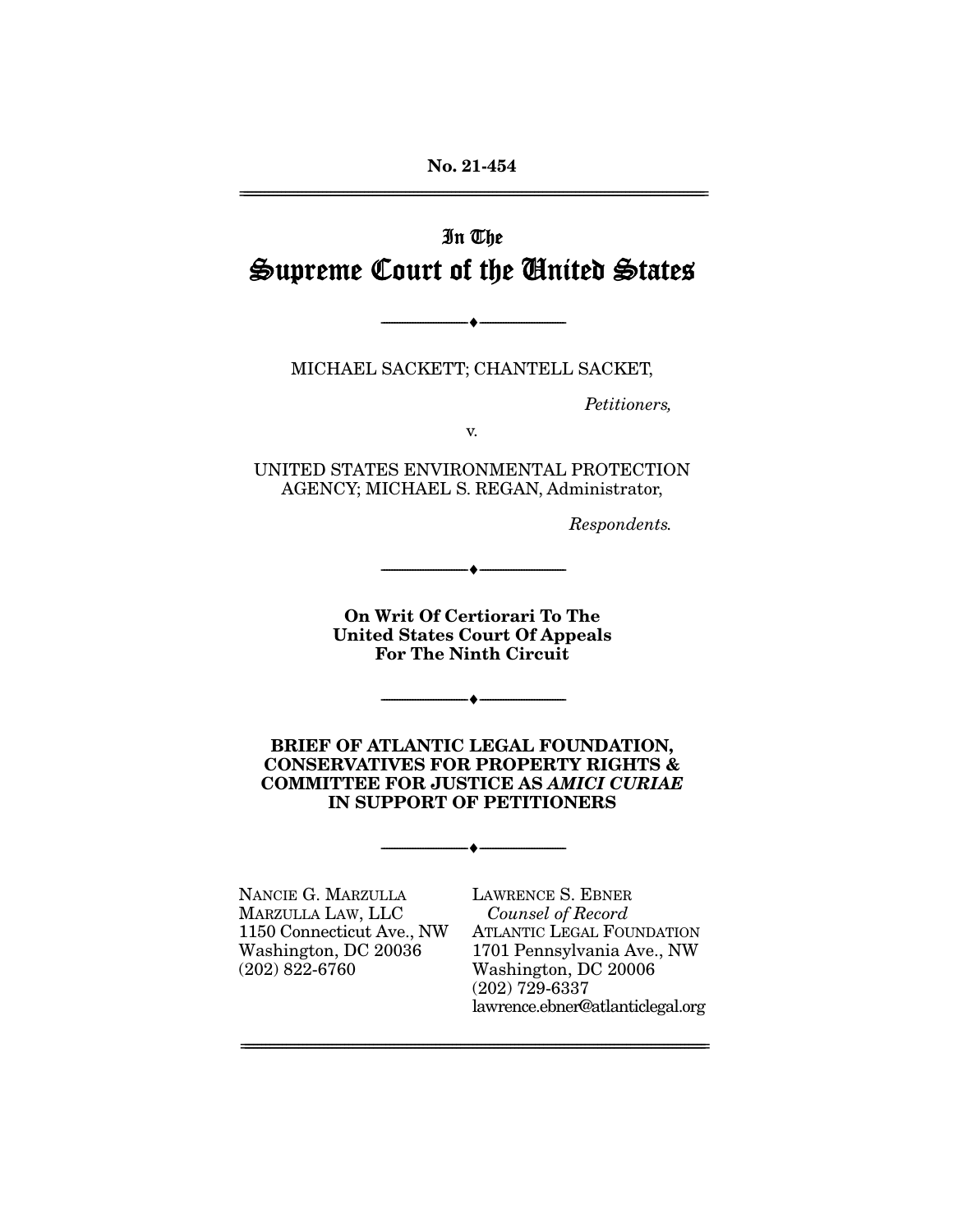No. 21-454

# In The Supreme Court of the United States

MICHAEL SACKETT; CHANTELL SACKET,

*Petitioners,*

v.

UNITED STATES ENVIRONMENTAL PROTECTION AGENCY; MICHAEL S. REGAN, Administrator,

*Respondents.*

**On Writ Of Certiorari To The United States Court Of Appeals For The Ninth Circuit**

**BRIEF OF ATLANTIC LEGAL FOUNDATION, CONSERVATIVES FOR PROPERTY RIGHTS & COMMITTEE FOR JUSTICE AS *AMICI CURIAE* IN SUPPORT OF PETITIONERS**

NANCIE G. MARZULLA
MARZULLA LAW, LLC
1150 Connecticut Ave., NW
Washington, DC 20036
(202) 822-6760

LAWRENCE S. EBNER
*Counsel of Record*
ATLANTIC LEGAL FOUNDATION
1701 Pennsylvania Ave., NW
Washington, DC 20006
(202) 729-6337
lawrence.ebner@atlanticlegal.org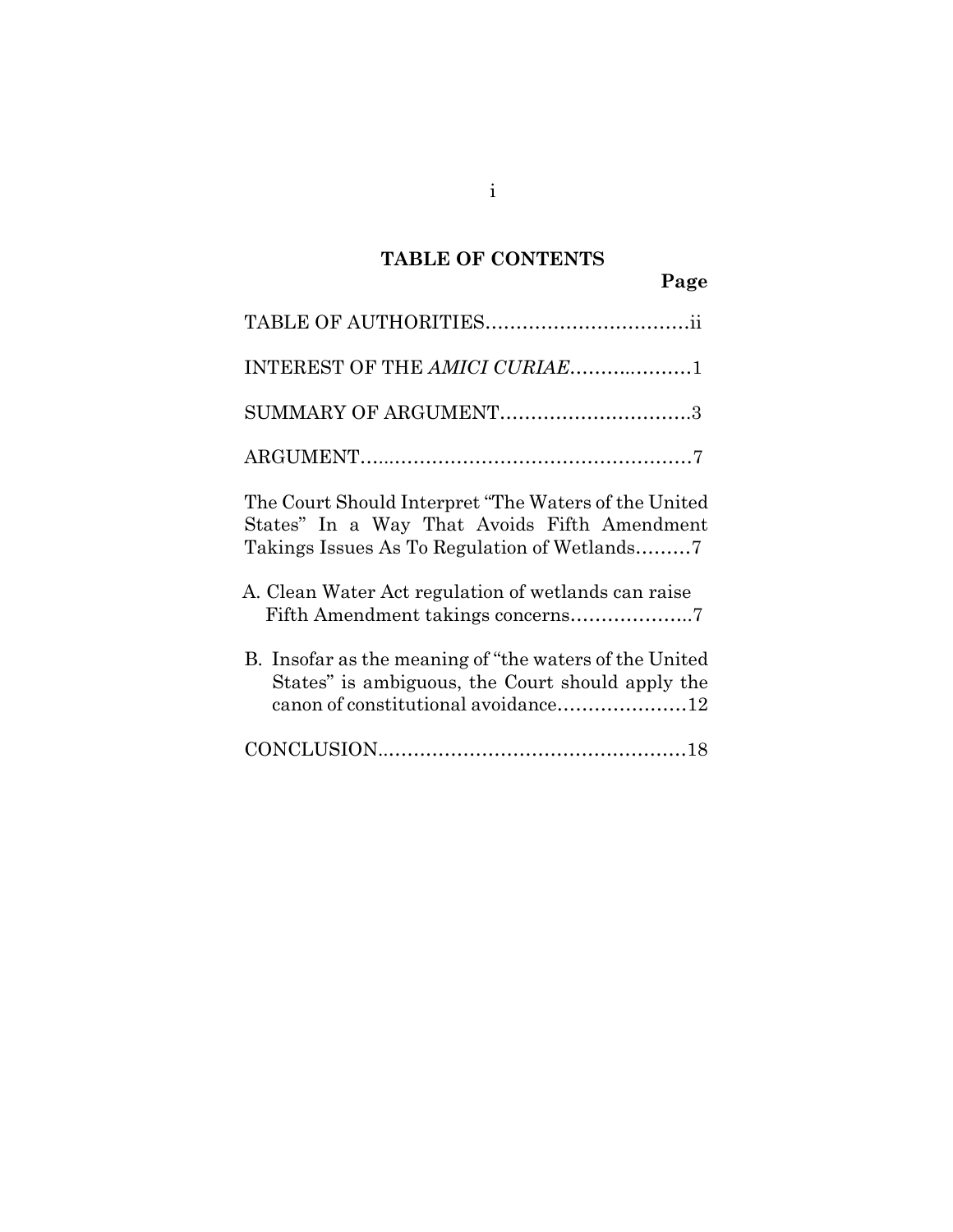## TABLE OF CONTENTS

**Page**

TABLE OF AUTHORITIES.................................ii

INTEREST OF THE *AMICI CURIAE*....................1

SUMMARY OF ARGUMENT...............................3

ARGUMENT.....................................................7

The Court Should Interpret "The Waters of the United States" In a Way That Avoids Fifth Amendment Takings Issues As To Regulation of Wetlands.........7

A. Clean Water Act regulation of wetlands can raise Fifth Amendment takings concerns....................7

B. Insofar as the meaning of "the waters of the United States" is ambiguous, the Court should apply the canon of constitutional avoidance.....................12

CONCLUSION.................................................18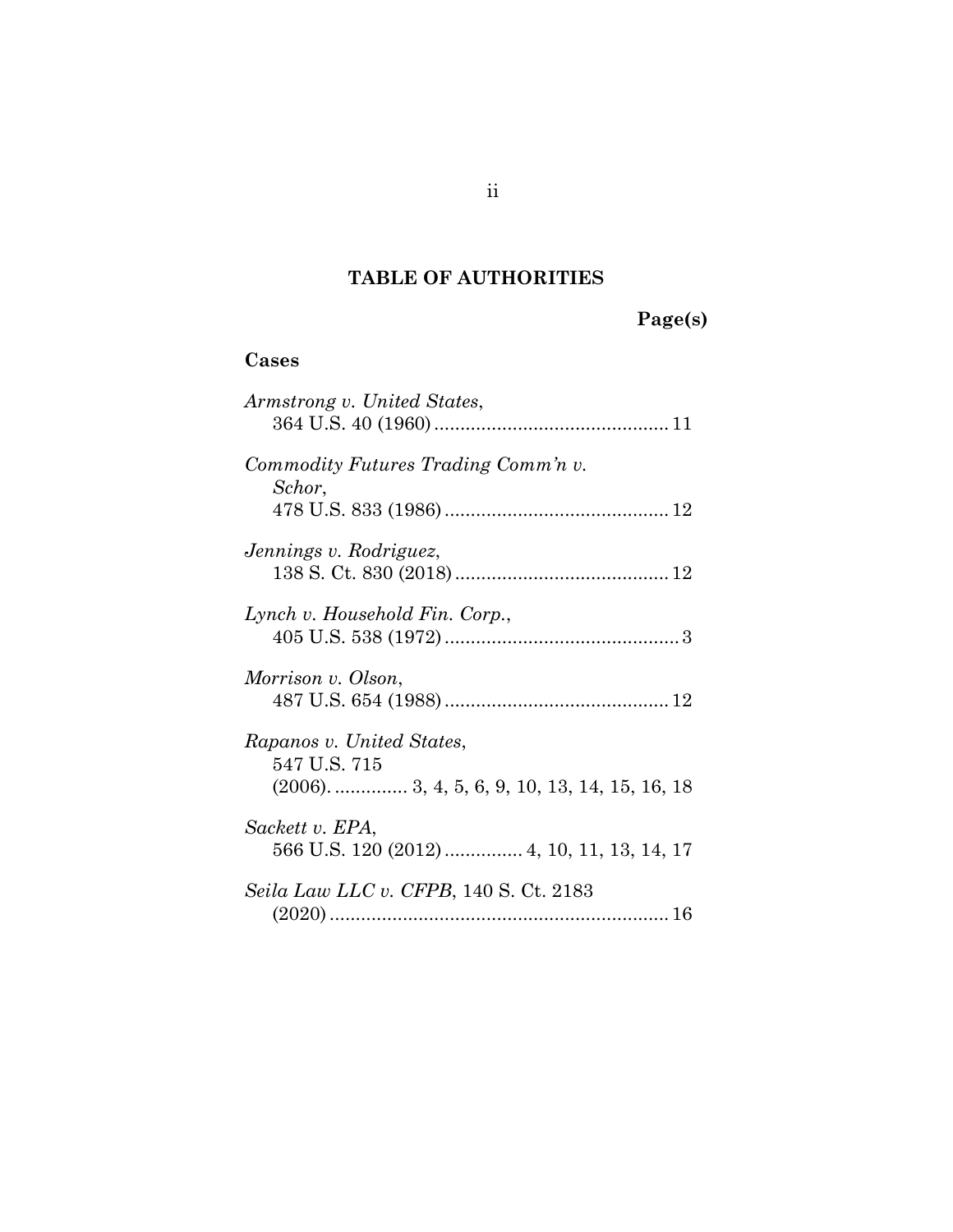## TABLE OF AUTHORITIES

**Page(s)**

### Cases

*Armstrong v. United States*,
364 U.S. 40 (1960) ............................................. 11

*Commodity Futures Trading Comm'n v. Schor*,
478 U.S. 833 (1986) ........................................... 12

*Jennings v. Rodriguez*,
138 S. Ct. 830 (2018) ......................................... 12

*Lynch v. Household Fin. Corp.*,
405 U.S. 538 (1972) ............................................. 3

*Morrison v. Olson*,
487 U.S. 654 (1988) ........................................... 12

*Rapanos v. United States*,
547 U.S. 715
(2006). ............. 3, 4, 5, 6, 9, 10, 13, 14, 15, 16, 18

*Sackett v. EPA*,
566 U.S. 120 (2012) .............. 4, 10, 11, 13, 14, 17

*Seila Law LLC v. CFPB*, 140 S. Ct. 2183
(2020) ................................................................. 16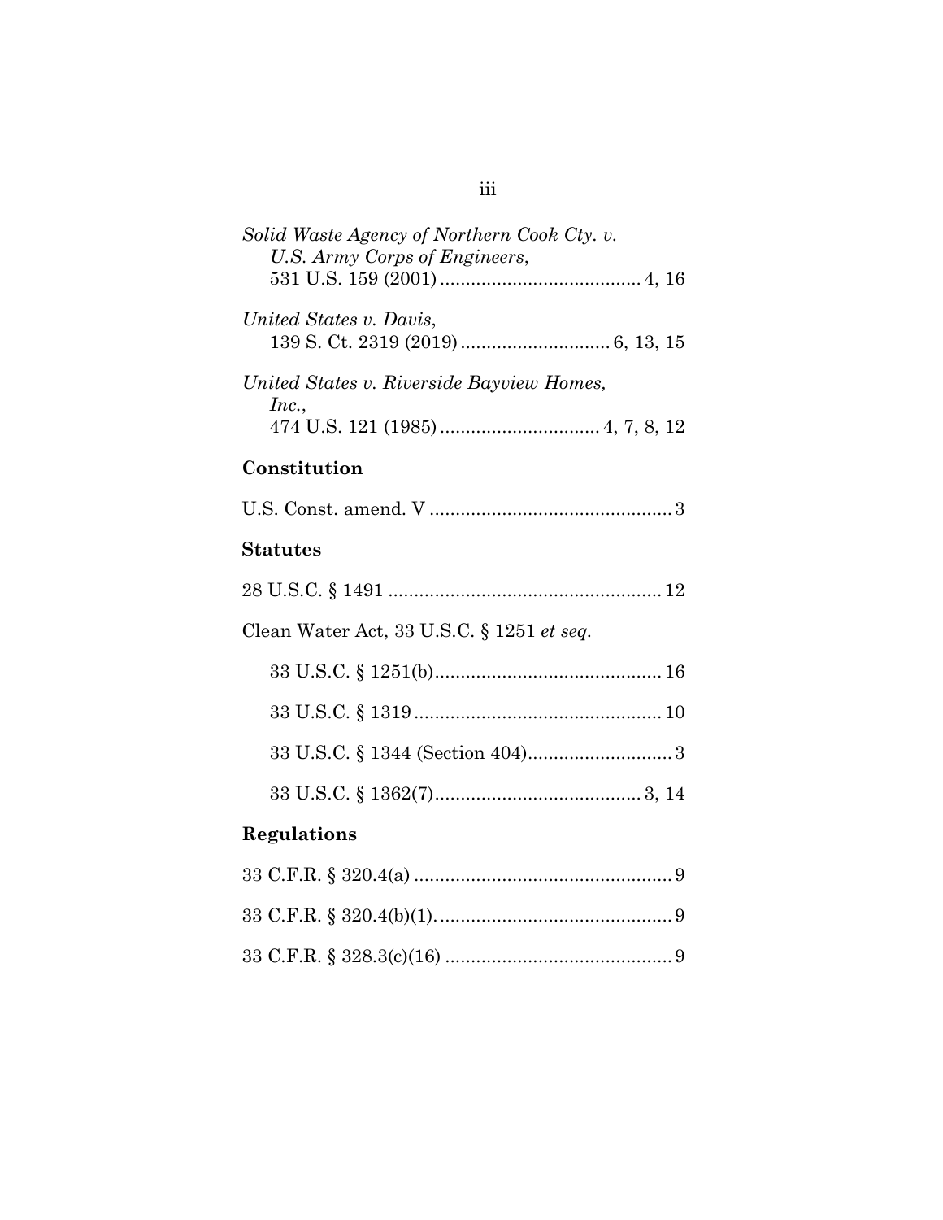*Solid Waste Agency of Northern Cook Cty. v. U.S. Army Corps of Engineers*,
531 U.S. 159 (2001) ....................................... 4, 16

*United States v. Davis*,
139 S. Ct. 2319 (2019) ............................. 6, 13, 15

*United States v. Riverside Bayview Homes, Inc.*,
474 U.S. 121 (1985) ............................... 4, 7, 8, 12

**Constitution**

U.S. Const. amend. V ............................................... 3

**Statutes**

28 U.S.C. § 1491 ..................................................... 12

Clean Water Act, 33 U.S.C. § 1251 *et seq.*

33 U.S.C. § 1251(b)............................................ 16

33 U.S.C. § 1319 ................................................ 10

33 U.S.C. § 1344 (Section 404)............................ 3

33 U.S.C. § 1362(7)........................................ 3, 14

**Regulations**

33 C.F.R. § 320.4(a) .................................................. 9

33 C.F.R. § 320.4(b)(1). ............................................. 9

33 C.F.R. § 328.3(c)(16) ............................................ 9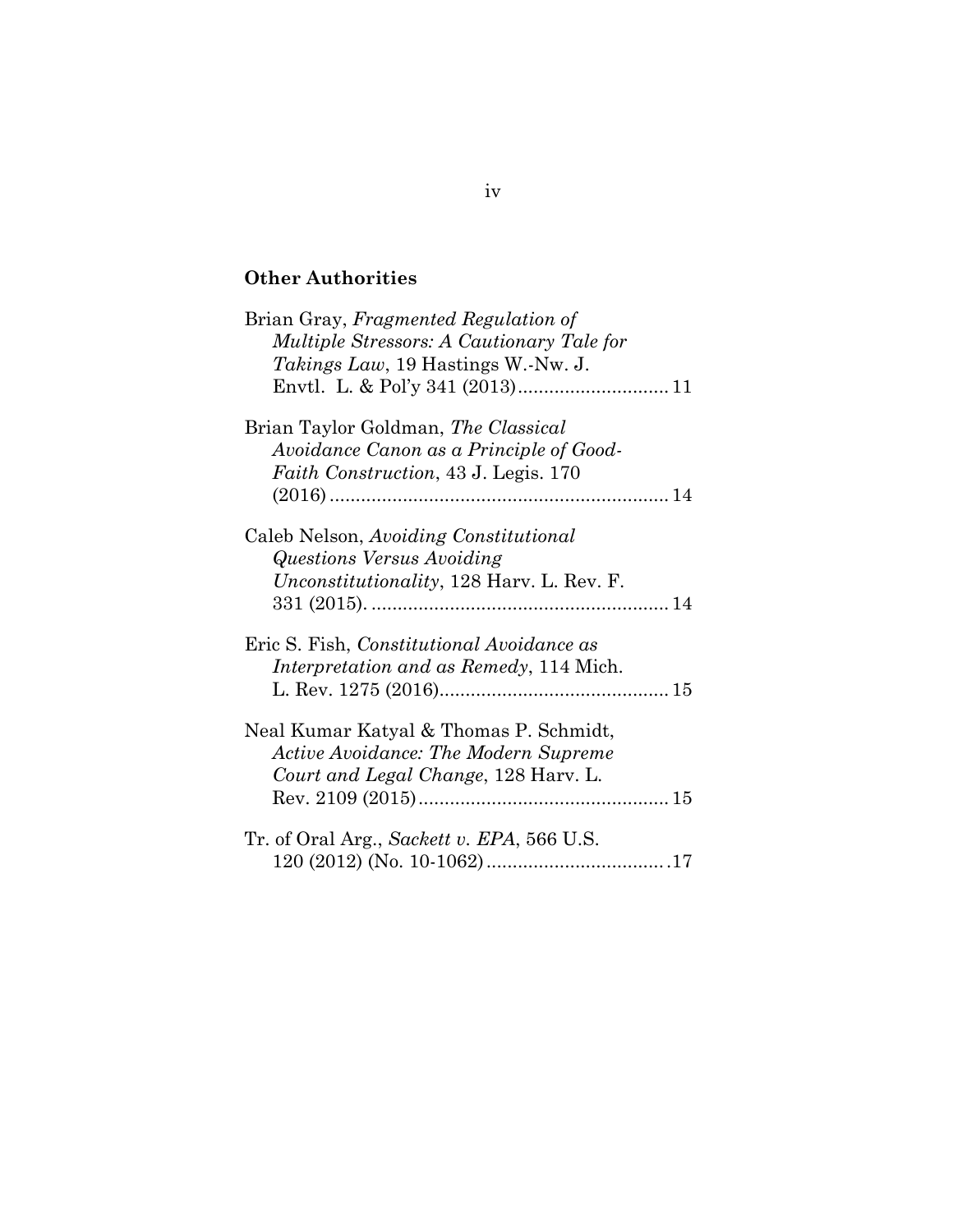**Other Authorities**

Brian Gray, *Fragmented Regulation of Multiple Stressors: A Cautionary Tale for Takings Law*, 19 Hastings W.-Nw. J. Envtl. L. & Pol'y 341 (2013) ............................ 11

Brian Taylor Goldman, *The Classical Avoidance Canon as a Principle of Good-Faith Construction*, 43 J. Legis. 170 (2016) ................................................................ 14

Caleb Nelson, *Avoiding Constitutional Questions Versus Avoiding Unconstitutionality*, 128 Harv. L. Rev. F. 331 (2015). ........................................................ 14

Eric S. Fish, *Constitutional Avoidance as Interpretation and as Remedy*, 114 Mich. L. Rev. 1275 (2016)........................................... 15

Neal Kumar Katyal & Thomas P. Schmidt, *Active Avoidance: The Modern Supreme Court and Legal Change*, 128 Harv. L. Rev. 2109 (2015)............................................... 15

Tr. of Oral Arg., *Sackett v. EPA*, 566 U.S. 120 (2012) (No. 10-1062) .................................. .17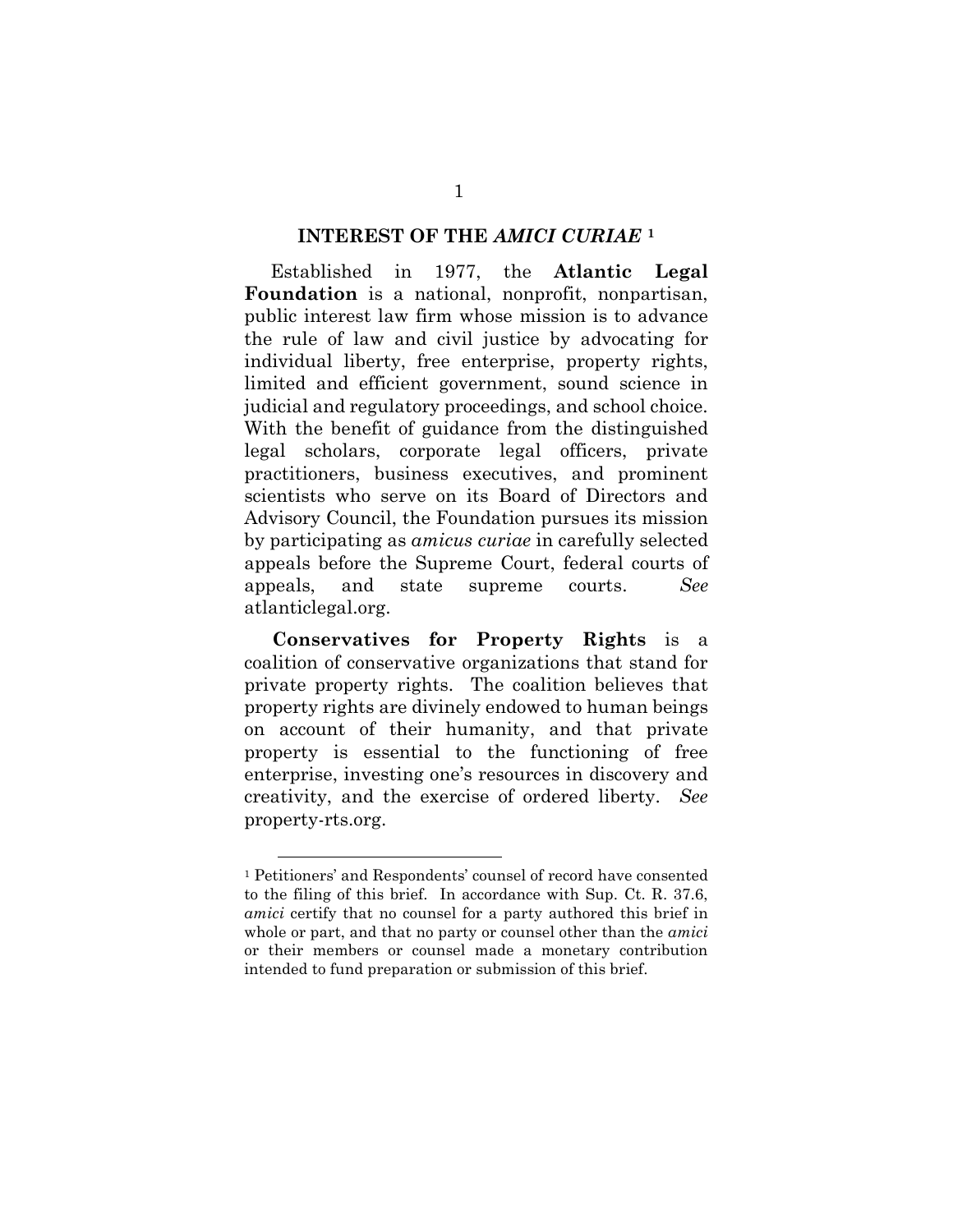## INTEREST OF THE *AMICI CURIAE* [1]

Established in 1977, the **Atlantic Legal Foundation** is a national, nonprofit, nonpartisan, public interest law firm whose mission is to advance the rule of law and civil justice by advocating for individual liberty, free enterprise, property rights, limited and efficient government, sound science in judicial and regulatory proceedings, and school choice. With the benefit of guidance from the distinguished legal scholars, corporate legal officers, private practitioners, business executives, and prominent scientists who serve on its Board of Directors and Advisory Council, the Foundation pursues its mission by participating as *amicus curiae* in carefully selected appeals before the Supreme Court, federal courts of appeals, and state supreme courts. *See* atlanticlegal.org.

**Conservatives for Property Rights** is a coalition of conservative organizations that stand for private property rights. The coalition believes that property rights are divinely endowed to human beings on account of their humanity, and that private property is essential to the functioning of free enterprise, investing one's resources in discovery and creativity, and the exercise of ordered liberty. *See* property-rts.org.

---

[1] Petitioners' and Respondents' counsel of record have consented to the filing of this brief. In accordance with Sup. Ct. R. 37.6, *amici* certify that no counsel for a party authored this brief in whole or part, and that no party or counsel other than the *amici* or their members or counsel made a monetary contribution intended to fund preparation or submission of this brief.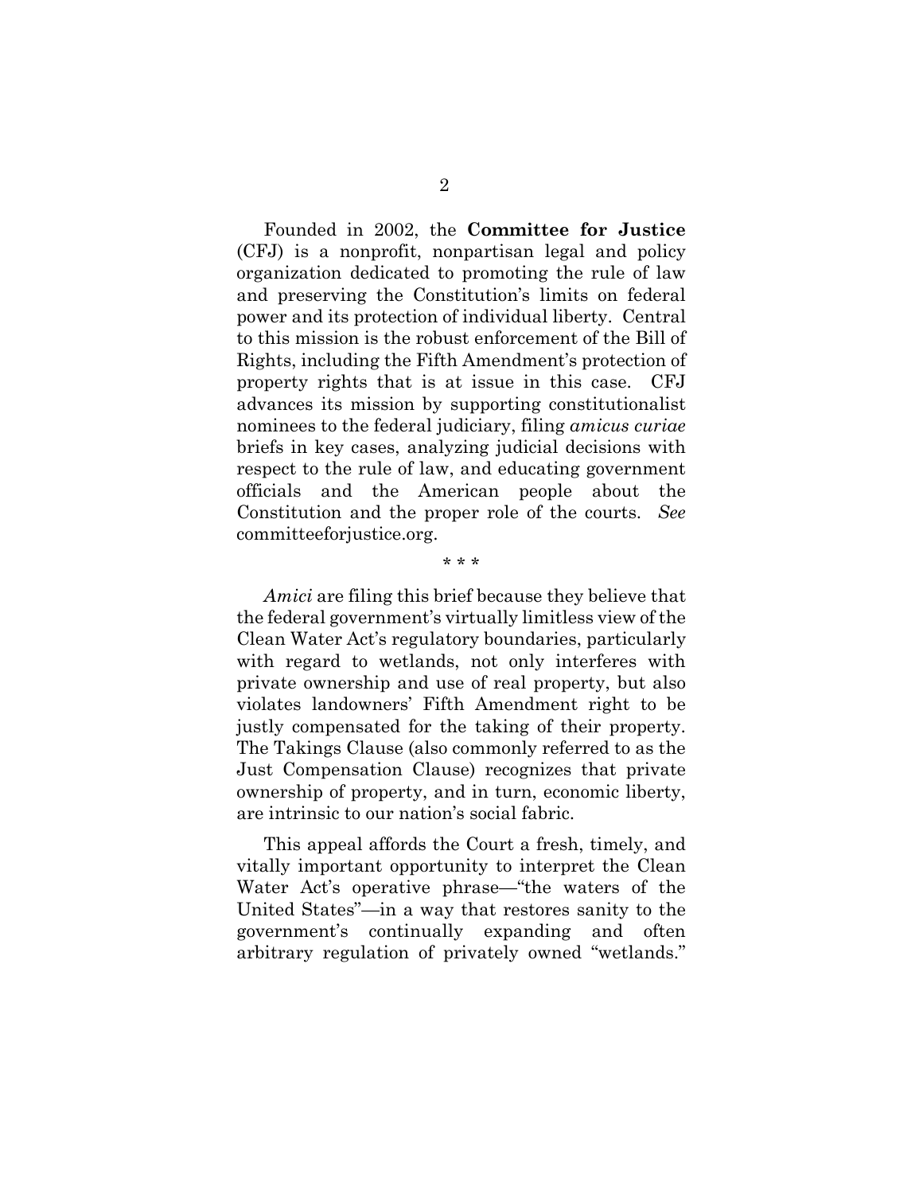Founded in 2002, the **Committee for Justice** (CFJ) is a nonprofit, nonpartisan legal and policy organization dedicated to promoting the rule of law and preserving the Constitution's limits on federal power and its protection of individual liberty. Central to this mission is the robust enforcement of the Bill of Rights, including the Fifth Amendment's protection of property rights that is at issue in this case. CFJ advances its mission by supporting constitutionalist nominees to the federal judiciary, filing *amicus curiae* briefs in key cases, analyzing judicial decisions with respect to the rule of law, and educating government officials and the American people about the Constitution and the proper role of the courts. *See* committeeforjustice.org.

\* \* \*

*Amici* are filing this brief because they believe that the federal government's virtually limitless view of the Clean Water Act's regulatory boundaries, particularly with regard to wetlands, not only interferes with private ownership and use of real property, but also violates landowners' Fifth Amendment right to be justly compensated for the taking of their property. The Takings Clause (also commonly referred to as the Just Compensation Clause) recognizes that private ownership of property, and in turn, economic liberty, are intrinsic to our nation's social fabric.

This appeal affords the Court a fresh, timely, and vitally important opportunity to interpret the Clean Water Act's operative phrase—"the waters of the United States"—in a way that restores sanity to the government's continually expanding and often arbitrary regulation of privately owned "wetlands."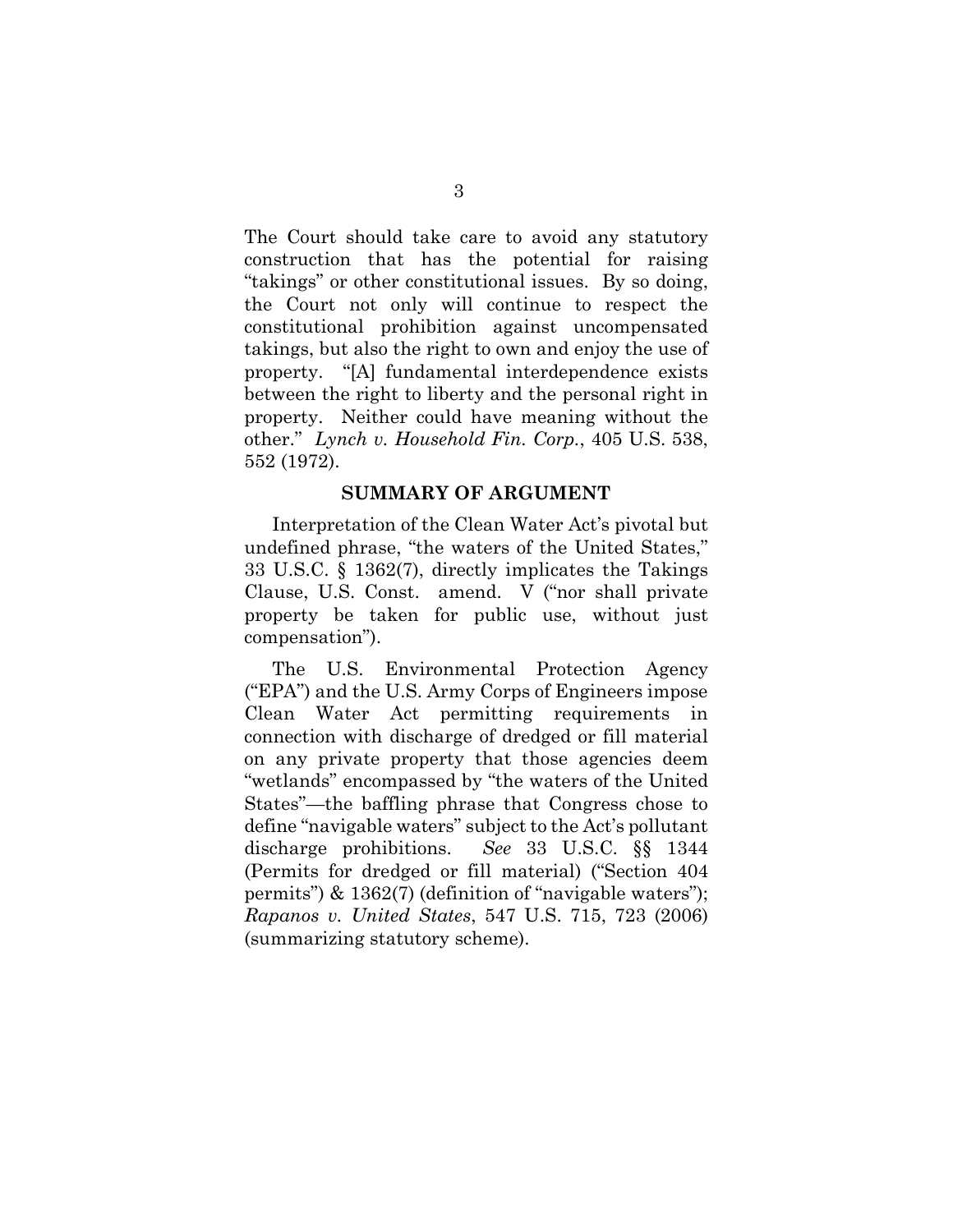The Court should take care to avoid any statutory construction that has the potential for raising "takings" or other constitutional issues. By so doing, the Court not only will continue to respect the constitutional prohibition against uncompensated takings, but also the right to own and enjoy the use of property. "[A] fundamental interdependence exists between the right to liberty and the personal right in property. Neither could have meaning without the other." *Lynch v. Household Fin. Corp.*, 405 U.S. 538, 552 (1972).

## SUMMARY OF ARGUMENT

Interpretation of the Clean Water Act's pivotal but undefined phrase, "the waters of the United States," 33 U.S.C. § 1362(7), directly implicates the Takings Clause, U.S. Const. amend. V ("nor shall private property be taken for public use, without just compensation").

The U.S. Environmental Protection Agency ("EPA") and the U.S. Army Corps of Engineers impose Clean Water Act permitting requirements in connection with discharge of dredged or fill material on any private property that those agencies deem "wetlands" encompassed by "the waters of the United States"—the baffling phrase that Congress chose to define "navigable waters" subject to the Act's pollutant discharge prohibitions. *See* 33 U.S.C. §§ 1344 (Permits for dredged or fill material) ("Section 404 permits") & 1362(7) (definition of "navigable waters"); *Rapanos v. United States*, 547 U.S. 715, 723 (2006) (summarizing statutory scheme).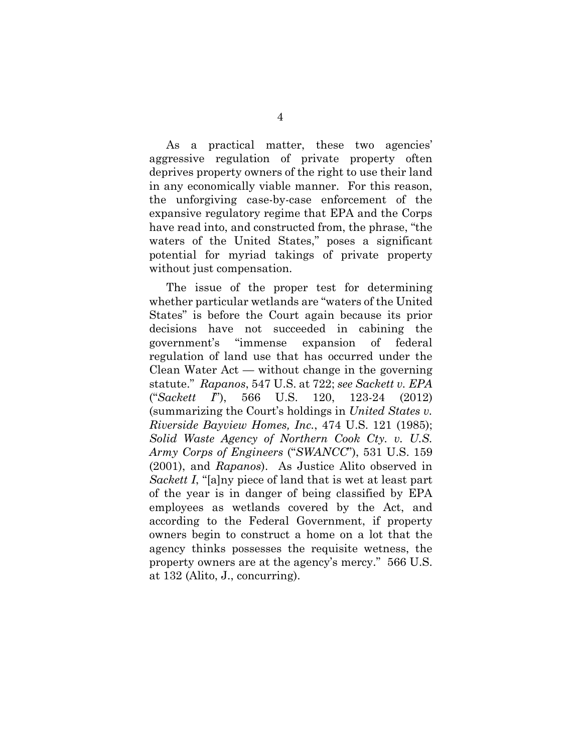As a practical matter, these two agencies' aggressive regulation of private property often deprives property owners of the right to use their land in any economically viable manner. For this reason, the unforgiving case-by-case enforcement of the expansive regulatory regime that EPA and the Corps have read into, and constructed from, the phrase, "the waters of the United States," poses a significant potential for myriad takings of private property without just compensation.

The issue of the proper test for determining whether particular wetlands are "waters of the United States" is before the Court again because its prior decisions have not succeeded in cabining the government's "immense expansion of federal regulation of land use that has occurred under the Clean Water Act — without change in the governing statute." *Rapanos*, 547 U.S. at 722; *see Sackett v. EPA* ("*Sackett I*"), 566 U.S. 120, 123-24 (2012) (summarizing the Court's holdings in *United States v. Riverside Bayview Homes, Inc.*, 474 U.S. 121 (1985); *Solid Waste Agency of Northern Cook Cty. v. U.S. Army Corps of Engineers* ("*SWANCC*"), 531 U.S. 159 (2001), and *Rapanos*). As Justice Alito observed in *Sackett I*, "[a]ny piece of land that is wet at least part of the year is in danger of being classified by EPA employees as wetlands covered by the Act, and according to the Federal Government, if property owners begin to construct a home on a lot that the agency thinks possesses the requisite wetness, the property owners are at the agency's mercy." 566 U.S. at 132 (Alito, J., concurring).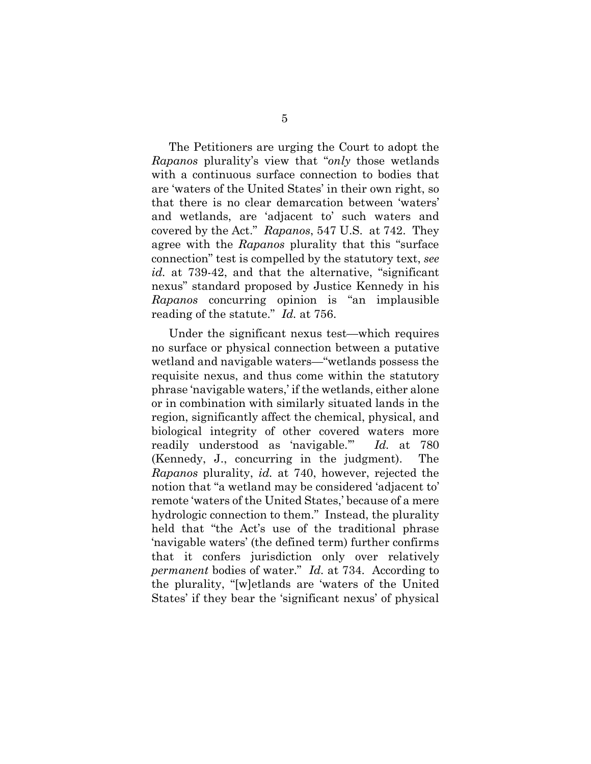The Petitioners are urging the Court to adopt the *Rapanos* plurality's view that "*only* those wetlands with a continuous surface connection to bodies that are 'waters of the United States' in their own right, so that there is no clear demarcation between 'waters' and wetlands, are 'adjacent to' such waters and covered by the Act." *Rapanos*, 547 U.S. at 742. They agree with the *Rapanos* plurality that this "surface connection" test is compelled by the statutory text, *see id.* at 739-42, and that the alternative, "significant nexus" standard proposed by Justice Kennedy in his *Rapanos* concurring opinion is "an implausible reading of the statute." *Id.* at 756.

Under the significant nexus test—which requires no surface or physical connection between a putative wetland and navigable waters—"wetlands possess the requisite nexus, and thus come within the statutory phrase 'navigable waters,' if the wetlands, either alone or in combination with similarly situated lands in the region, significantly affect the chemical, physical, and biological integrity of other covered waters more readily understood as 'navigable.'" *Id.* at 780 (Kennedy, J., concurring in the judgment). The *Rapanos* plurality, *id.* at 740, however, rejected the notion that "a wetland may be considered 'adjacent to' remote 'waters of the United States,' because of a mere hydrologic connection to them." Instead, the plurality held that "the Act's use of the traditional phrase 'navigable waters' (the defined term) further confirms that it confers jurisdiction only over relatively *permanent* bodies of water." *Id.* at 734. According to the plurality, "[w]etlands are 'waters of the United States' if they bear the 'significant nexus' of physical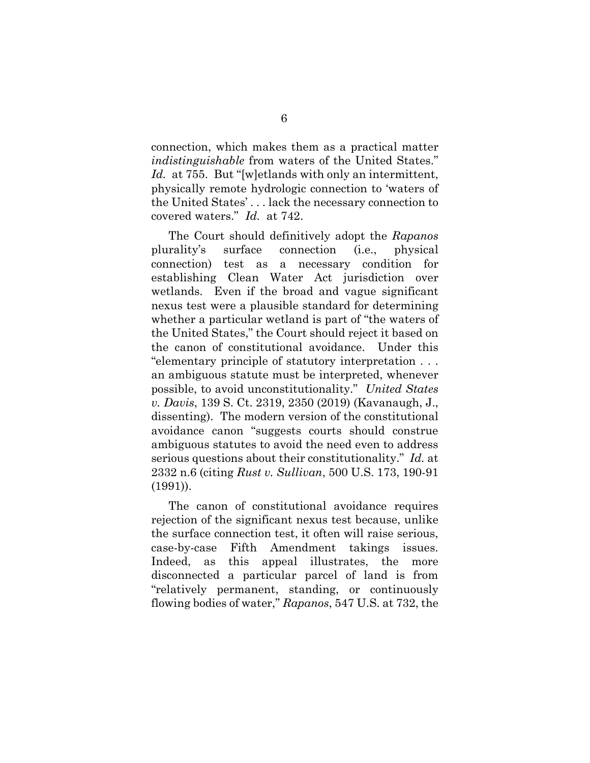connection, which makes them as a practical matter *indistinguishable* from waters of the United States." *Id.* at 755. But "[w]etlands with only an intermittent, physically remote hydrologic connection to 'waters of the United States' . . . lack the necessary connection to covered waters." *Id.* at 742.

The Court should definitively adopt the *Rapanos* plurality's surface connection (i.e., physical connection) test as a necessary condition for establishing Clean Water Act jurisdiction over wetlands. Even if the broad and vague significant nexus test were a plausible standard for determining whether a particular wetland is part of "the waters of the United States," the Court should reject it based on the canon of constitutional avoidance. Under this "elementary principle of statutory interpretation . . . an ambiguous statute must be interpreted, whenever possible, to avoid unconstitutionality." *United States v. Davis*, 139 S. Ct. 2319, 2350 (2019) (Kavanaugh, J., dissenting). The modern version of the constitutional avoidance canon "suggests courts should construe ambiguous statutes to avoid the need even to address serious questions about their constitutionality." *Id.* at 2332 n.6 (citing *Rust v. Sullivan*, 500 U.S. 173, 190-91 (1991)).

The canon of constitutional avoidance requires rejection of the significant nexus test because, unlike the surface connection test, it often will raise serious, case-by-case Fifth Amendment takings issues. Indeed, as this appeal illustrates, the more disconnected a particular parcel of land is from "relatively permanent, standing, or continuously flowing bodies of water," *Rapanos*, 547 U.S. at 732, the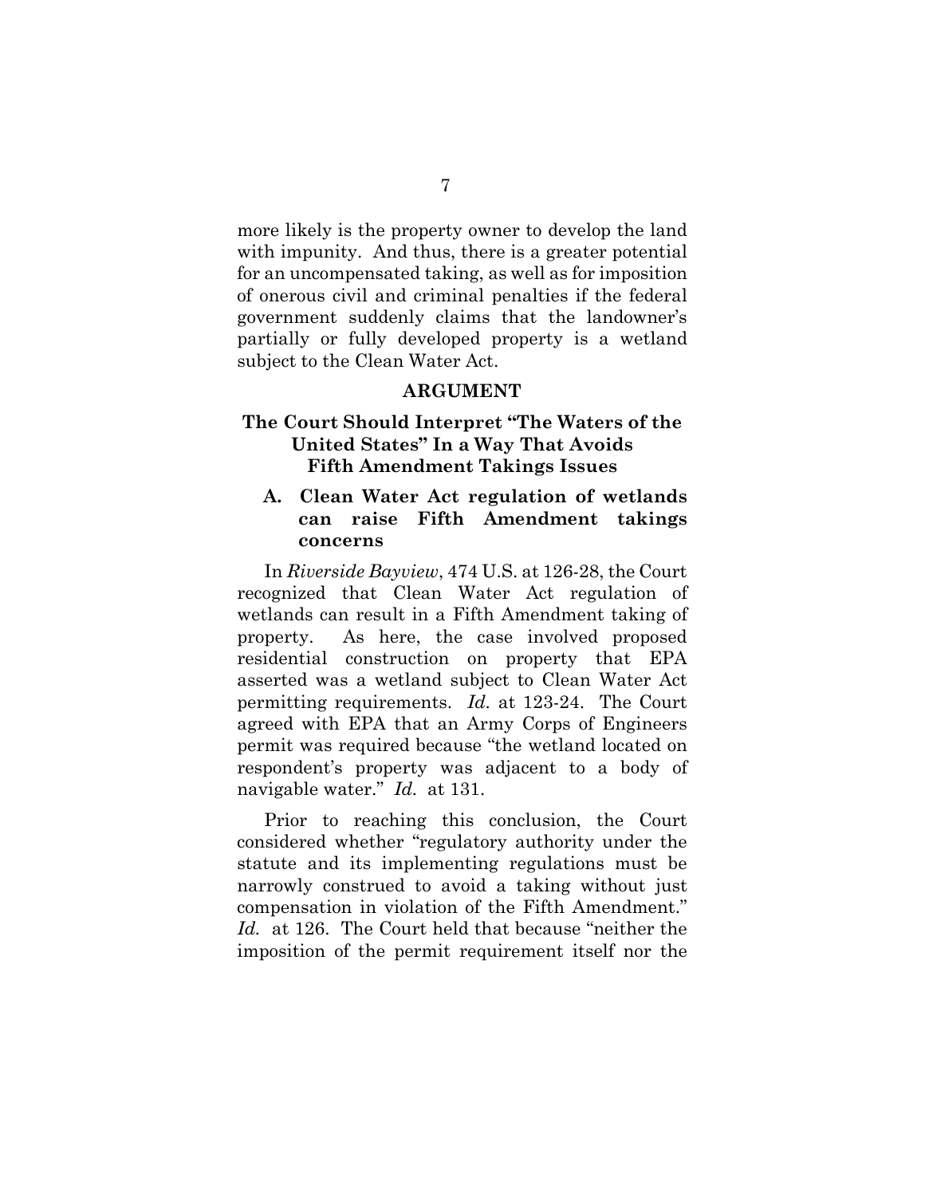more likely is the property owner to develop the land with impunity. And thus, there is a greater potential for an uncompensated taking, as well as for imposition of onerous civil and criminal penalties if the federal government suddenly claims that the landowner's partially or fully developed property is a wetland subject to the Clean Water Act.

## ARGUMENT

## The Court Should Interpret "The Waters of the United States" In a Way That Avoids Fifth Amendment Takings Issues

### A. Clean Water Act regulation of wetlands can raise Fifth Amendment takings concerns

In *Riverside Bayview*, 474 U.S. at 126-28, the Court recognized that Clean Water Act regulation of wetlands can result in a Fifth Amendment taking of property. As here, the case involved proposed residential construction on property that EPA asserted was a wetland subject to Clean Water Act permitting requirements. *Id.* at 123-24. The Court agreed with EPA that an Army Corps of Engineers permit was required because "the wetland located on respondent's property was adjacent to a body of navigable water." *Id.* at 131.

Prior to reaching this conclusion, the Court considered whether "regulatory authority under the statute and its implementing regulations must be narrowly construed to avoid a taking without just compensation in violation of the Fifth Amendment." *Id.* at 126. The Court held that because "neither the imposition of the permit requirement itself nor the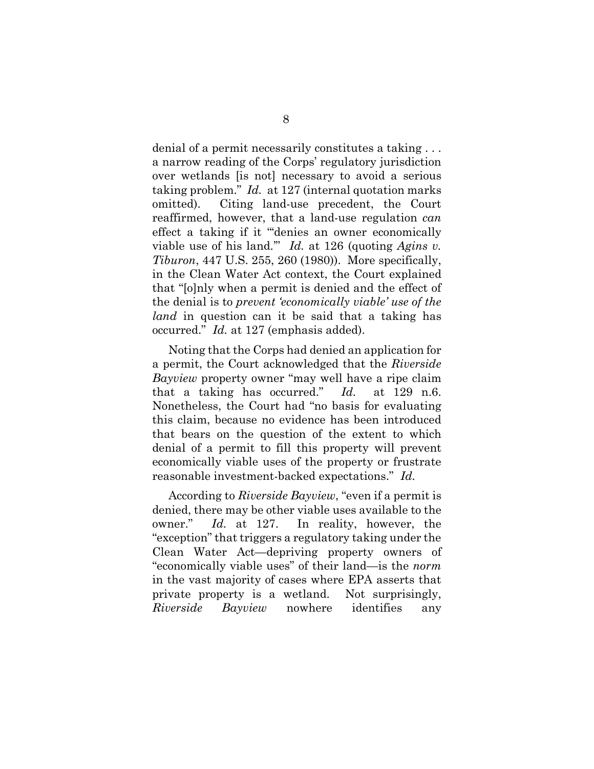denial of a permit necessarily constitutes a taking . . . a narrow reading of the Corps' regulatory jurisdiction over wetlands [is not] necessary to avoid a serious taking problem." *Id.* at 127 (internal quotation marks omitted). Citing land-use precedent, the Court reaffirmed, however, that a land-use regulation *can* effect a taking if it "'denies an owner economically viable use of his land.'" *Id.* at 126 (quoting *Agins v. Tiburon*, 447 U.S. 255, 260 (1980)). More specifically, in the Clean Water Act context, the Court explained that "[o]nly when a permit is denied and the effect of the denial is to *prevent 'economically viable' use of the land* in question can it be said that a taking has occurred." *Id.* at 127 (emphasis added).

Noting that the Corps had denied an application for a permit, the Court acknowledged that the *Riverside Bayview* property owner "may well have a ripe claim that a taking has occurred." *Id.* at 129 n.6. Nonetheless, the Court had "no basis for evaluating this claim, because no evidence has been introduced that bears on the question of the extent to which denial of a permit to fill this property will prevent economically viable uses of the property or frustrate reasonable investment-backed expectations." *Id.*

According to *Riverside Bayview*, "even if a permit is denied, there may be other viable uses available to the owner." *Id.* at 127. In reality, however, the "exception" that triggers a regulatory taking under the Clean Water Act—depriving property owners of "economically viable uses" of their land—is the *norm* in the vast majority of cases where EPA asserts that private property is a wetland. Not surprisingly, *Riverside Bayview* nowhere identifies any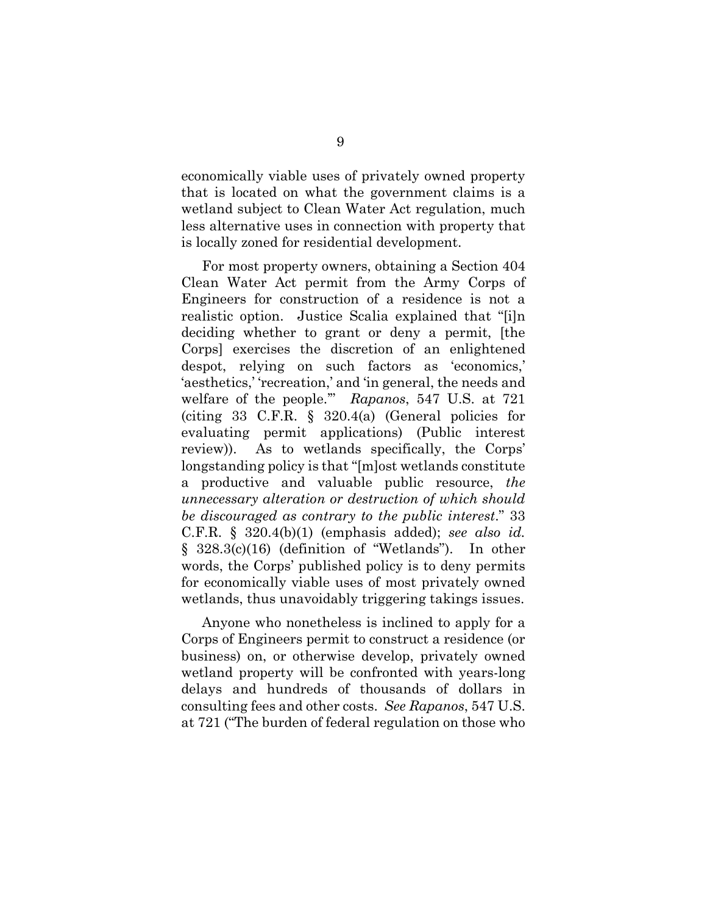economically viable uses of privately owned property that is located on what the government claims is a wetland subject to Clean Water Act regulation, much less alternative uses in connection with property that is locally zoned for residential development.

For most property owners, obtaining a Section 404 Clean Water Act permit from the Army Corps of Engineers for construction of a residence is not a realistic option. Justice Scalia explained that "[i]n deciding whether to grant or deny a permit, [the Corps] exercises the discretion of an enlightened despot, relying on such factors as 'economics,' 'aesthetics,' 'recreation,' and 'in general, the needs and welfare of the people.'" *Rapanos*, 547 U.S. at 721 (citing 33 C.F.R. § 320.4(a) (General policies for evaluating permit applications) (Public interest review)). As to wetlands specifically, the Corps' longstanding policy is that "[m]ost wetlands constitute a productive and valuable public resource, *the unnecessary alteration or destruction of which should be discouraged as contrary to the public interest*." 33 C.F.R. § 320.4(b)(1) (emphasis added); *see also id.* § 328.3(c)(16) (definition of "Wetlands"). In other words, the Corps' published policy is to deny permits for economically viable uses of most privately owned wetlands, thus unavoidably triggering takings issues.

Anyone who nonetheless is inclined to apply for a Corps of Engineers permit to construct a residence (or business) on, or otherwise develop, privately owned wetland property will be confronted with years-long delays and hundreds of thousands of dollars in consulting fees and other costs. *See Rapanos*, 547 U.S. at 721 ("The burden of federal regulation on those who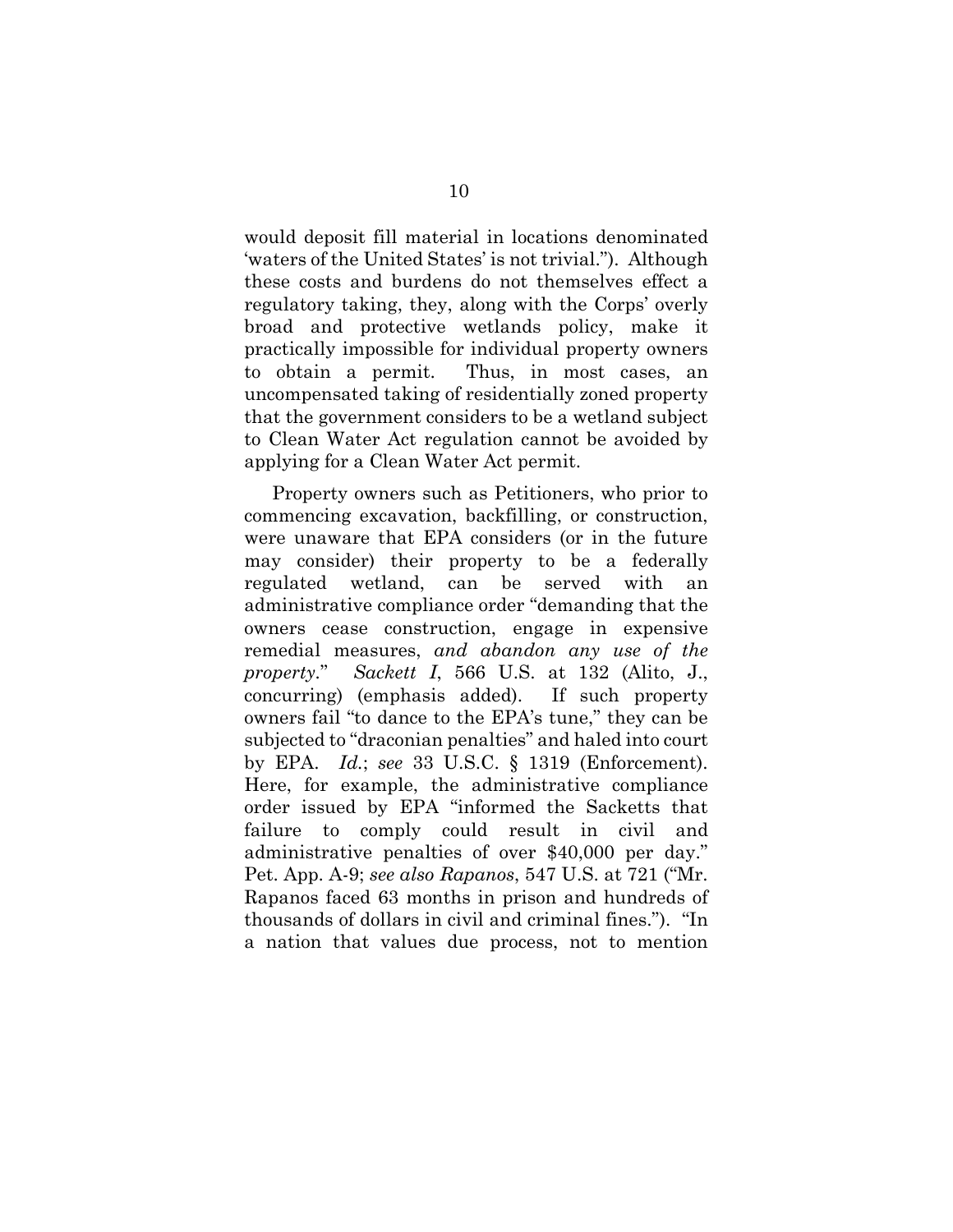would deposit fill material in locations denominated 'waters of the United States' is not trivial."). Although these costs and burdens do not themselves effect a regulatory taking, they, along with the Corps' overly broad and protective wetlands policy, make it practically impossible for individual property owners to obtain a permit. Thus, in most cases, an uncompensated taking of residentially zoned property that the government considers to be a wetland subject to Clean Water Act regulation cannot be avoided by applying for a Clean Water Act permit.

Property owners such as Petitioners, who prior to commencing excavation, backfilling, or construction, were unaware that EPA considers (or in the future may consider) their property to be a federally regulated wetland, can be served with an administrative compliance order "demanding that the owners cease construction, engage in expensive remedial measures, *and abandon any use of the property*." *Sackett I*, 566 U.S. at 132 (Alito, J., concurring) (emphasis added). If such property owners fail "to dance to the EPA's tune," they can be subjected to "draconian penalties" and haled into court by EPA. *Id.*; *see* 33 U.S.C. § 1319 (Enforcement). Here, for example, the administrative compliance order issued by EPA "informed the Sacketts that failure to comply could result in civil and administrative penalties of over $40,000 per day." Pet. App. A-9; *see also Rapanos*, 547 U.S. at 721 ("Mr. Rapanos faced 63 months in prison and hundreds of thousands of dollars in civil and criminal fines."). "In a nation that values due process, not to mention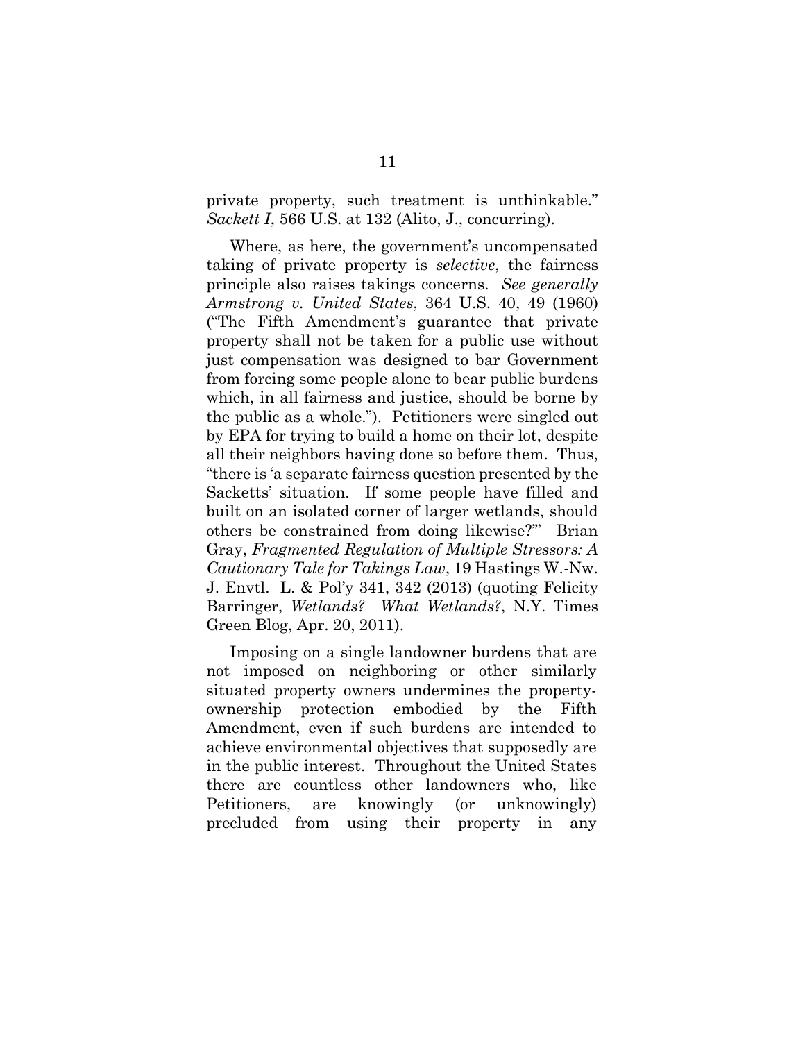private property, such treatment is unthinkable." *Sackett I*, 566 U.S. at 132 (Alito, J., concurring).

Where, as here, the government's uncompensated taking of private property is *selective*, the fairness principle also raises takings concerns. *See generally Armstrong v. United States*, 364 U.S. 40, 49 (1960) ("The Fifth Amendment's guarantee that private property shall not be taken for a public use without just compensation was designed to bar Government from forcing some people alone to bear public burdens which, in all fairness and justice, should be borne by the public as a whole."). Petitioners were singled out by EPA for trying to build a home on their lot, despite all their neighbors having done so before them. Thus, "there is 'a separate fairness question presented by the Sacketts' situation. If some people have filled and built on an isolated corner of larger wetlands, should others be constrained from doing likewise?'" Brian Gray, *Fragmented Regulation of Multiple Stressors: A Cautionary Tale for Takings Law*, 19 Hastings W.-Nw. J. Envtl. L. & Pol'y 341, 342 (2013) (quoting Felicity Barringer, *Wetlands? What Wetlands?*, N.Y. Times Green Blog, Apr. 20, 2011).

Imposing on a single landowner burdens that are not imposed on neighboring or other similarly situated property owners undermines the property-ownership protection embodied by the Fifth Amendment, even if such burdens are intended to achieve environmental objectives that supposedly are in the public interest. Throughout the United States there are countless other landowners who, like Petitioners, are knowingly (or unknowingly) precluded from using their property in any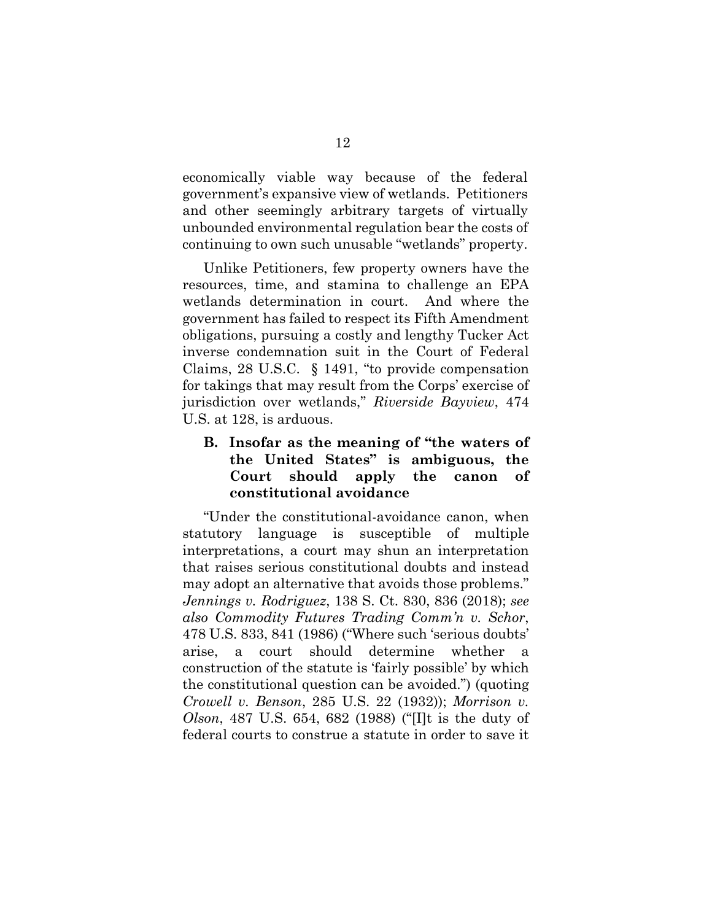economically viable way because of the federal government's expansive view of wetlands. Petitioners and other seemingly arbitrary targets of virtually unbounded environmental regulation bear the costs of continuing to own such unusable "wetlands" property.

Unlike Petitioners, few property owners have the resources, time, and stamina to challenge an EPA wetlands determination in court. And where the government has failed to respect its Fifth Amendment obligations, pursuing a costly and lengthy Tucker Act inverse condemnation suit in the Court of Federal Claims, 28 U.S.C. § 1491, "to provide compensation for takings that may result from the Corps' exercise of jurisdiction over wetlands," *Riverside Bayview*, 474 U.S. at 128, is arduous.

### B. Insofar as the meaning of "the waters of the United States" is ambiguous, the Court should apply the canon of constitutional avoidance

"Under the constitutional-avoidance canon, when statutory language is susceptible of multiple interpretations, a court may shun an interpretation that raises serious constitutional doubts and instead may adopt an alternative that avoids those problems." *Jennings v. Rodriguez*, 138 S. Ct. 830, 836 (2018); *see also Commodity Futures Trading Comm'n v. Schor*, 478 U.S. 833, 841 (1986) ("Where such 'serious doubts' arise, a court should determine whether a construction of the statute is 'fairly possible' by which the constitutional question can be avoided.") (quoting *Crowell v. Benson*, 285 U.S. 22 (1932)); *Morrison v. Olson*, 487 U.S. 654, 682 (1988) ("[I]t is the duty of federal courts to construe a statute in order to save it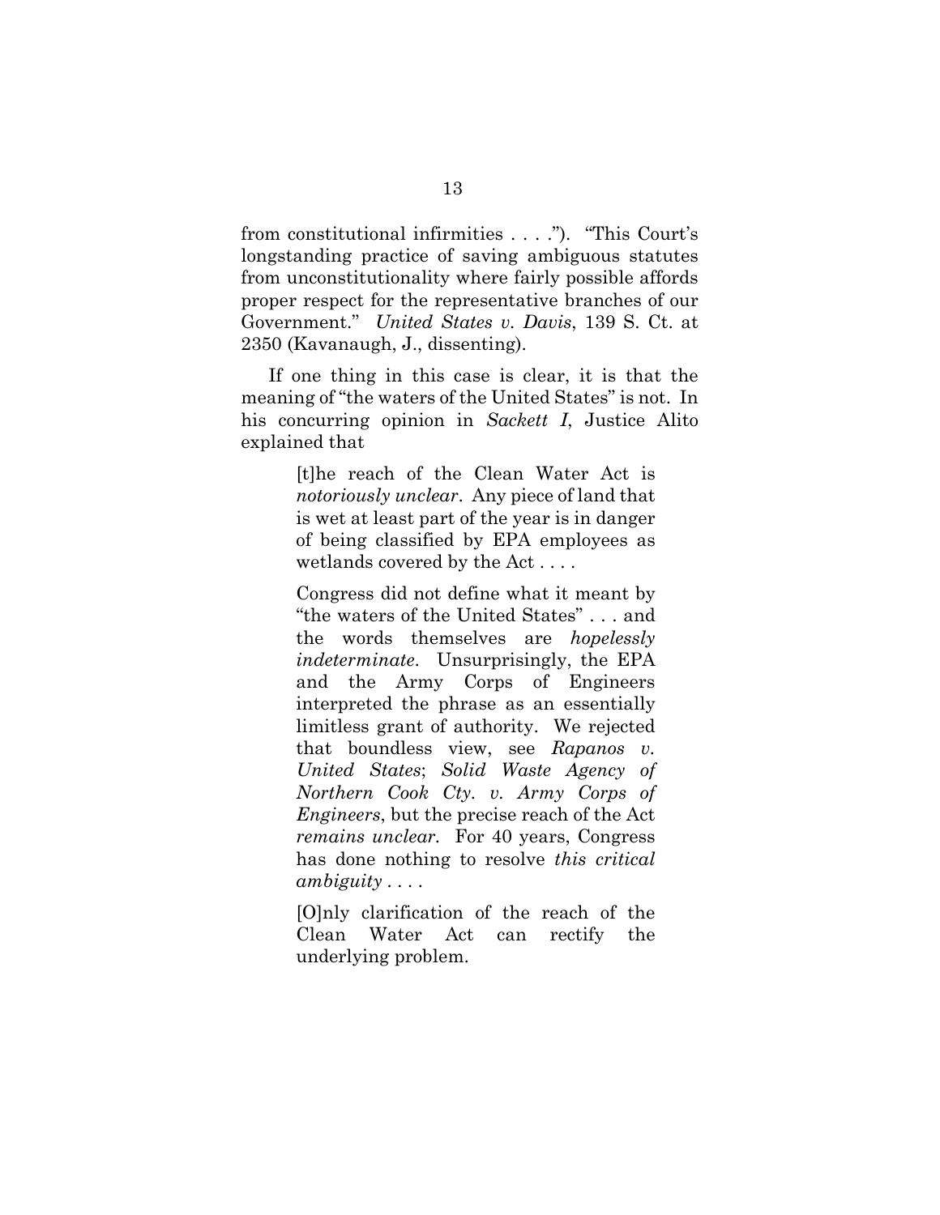from constitutional infirmities . . . ."). "This Court's longstanding practice of saving ambiguous statutes from unconstitutionality where fairly possible affords proper respect for the representative branches of our Government." *United States v. Davis*, 139 S. Ct. at 2350 (Kavanaugh, J., dissenting).

If one thing in this case is clear, it is that the meaning of "the waters of the United States" is not. In his concurring opinion in *Sackett I*, Justice Alito explained that

> [t]he reach of the Clean Water Act is *notoriously unclear*. Any piece of land that is wet at least part of the year is in danger of being classified by EPA employees as wetlands covered by the Act . . . .
>
> Congress did not define what it meant by "the waters of the United States" . . . and the words themselves are *hopelessly indeterminate*. Unsurprisingly, the EPA and the Army Corps of Engineers interpreted the phrase as an essentially limitless grant of authority. We rejected that boundless view, see *Rapanos v. United States*; *Solid Waste Agency of Northern Cook Cty. v. Army Corps of Engineers*, but the precise reach of the Act *remains unclear*. For 40 years, Congress has done nothing to resolve *this critical ambiguity* . . . .
>
> [O]nly clarification of the reach of the Clean Water Act can rectify the underlying problem.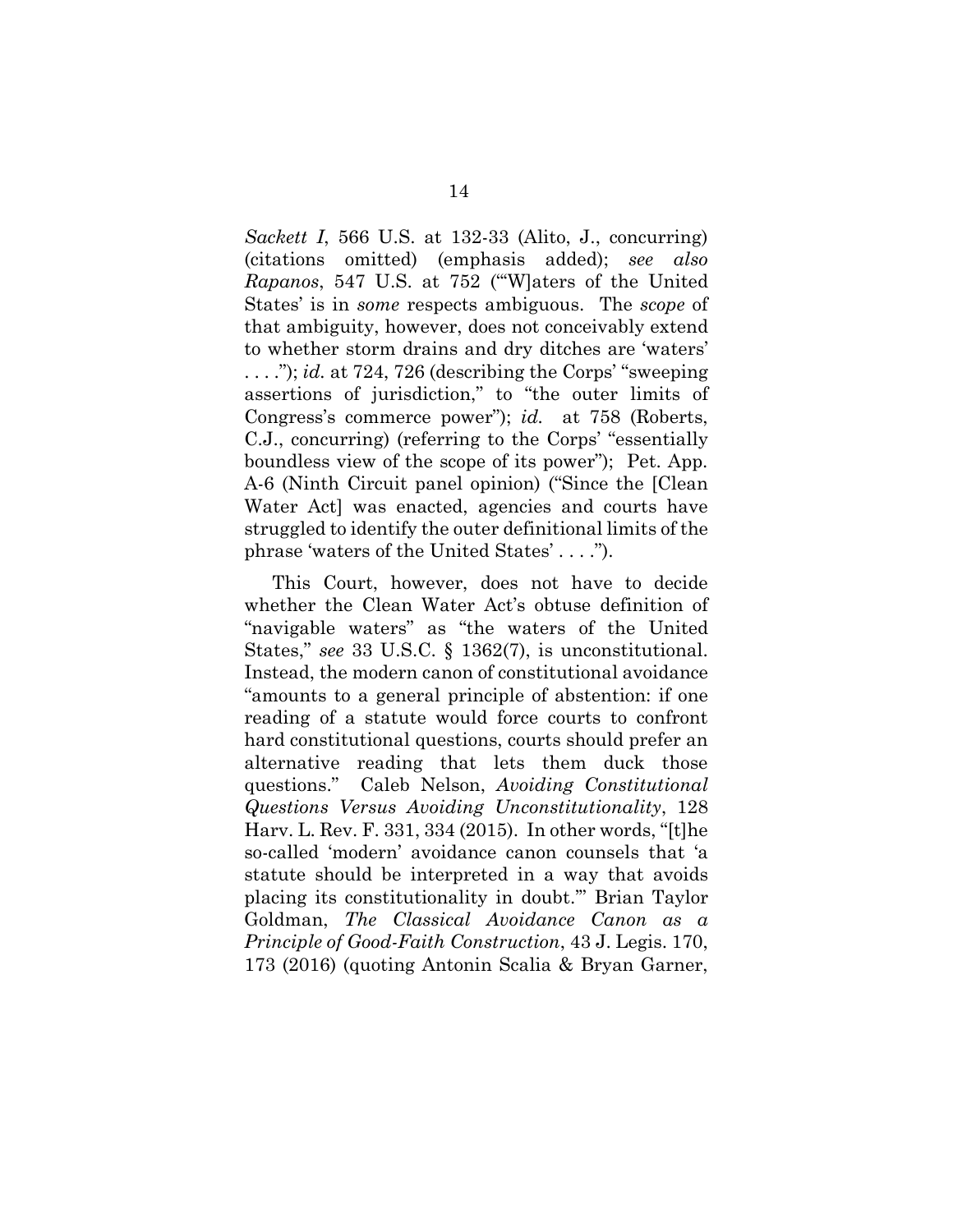*Sackett I*, 566 U.S. at 132-33 (Alito, J., concurring) (citations omitted) (emphasis added); *see also Rapanos*, 547 U.S. at 752 ("'W]aters of the United States' is in *some* respects ambiguous. The *scope* of that ambiguity, however, does not conceivably extend to whether storm drains and dry ditches are 'waters' . . . ."); *id.* at 724, 726 (describing the Corps' "sweeping assertions of jurisdiction," to "the outer limits of Congress's commerce power"); *id.* at 758 (Roberts, C.J., concurring) (referring to the Corps' "essentially boundless view of the scope of its power"); Pet. App. A-6 (Ninth Circuit panel opinion) ("Since the [Clean Water Act] was enacted, agencies and courts have struggled to identify the outer definitional limits of the phrase 'waters of the United States' . . . .").

This Court, however, does not have to decide whether the Clean Water Act's obtuse definition of "navigable waters" as "the waters of the United States," *see* 33 U.S.C. § 1362(7), is unconstitutional. Instead, the modern canon of constitutional avoidance "amounts to a general principle of abstention: if one reading of a statute would force courts to confront hard constitutional questions, courts should prefer an alternative reading that lets them duck those questions." Caleb Nelson, *Avoiding Constitutional Questions Versus Avoiding Unconstitutionality*, 128 Harv. L. Rev. F. 331, 334 (2015). In other words, "[t]he so-called 'modern' avoidance canon counsels that 'a statute should be interpreted in a way that avoids placing its constitutionality in doubt.'" Brian Taylor Goldman, *The Classical Avoidance Canon as a Principle of Good-Faith Construction*, 43 J. Legis. 170, 173 (2016) (quoting Antonin Scalia & Bryan Garner,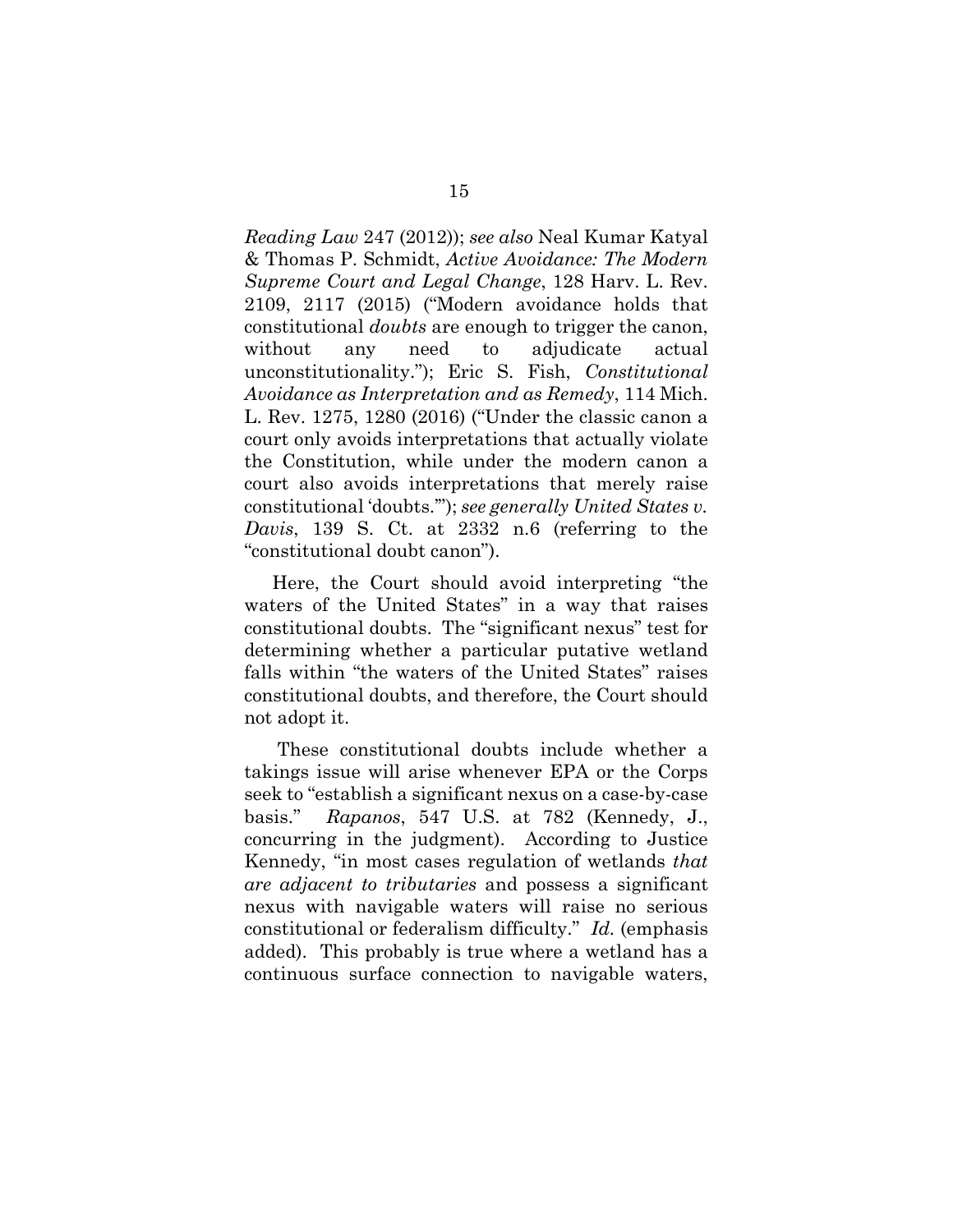*Reading Law* 247 (2012)); *see also* Neal Kumar Katyal & Thomas P. Schmidt, *Active Avoidance: The Modern Supreme Court and Legal Change*, 128 Harv. L. Rev. 2109, 2117 (2015) ("Modern avoidance holds that constitutional *doubts* are enough to trigger the canon, without any need to adjudicate actual unconstitutionality."); Eric S. Fish, *Constitutional Avoidance as Interpretation and as Remedy*, 114 Mich. L. Rev. 1275, 1280 (2016) ("Under the classic canon a court only avoids interpretations that actually violate the Constitution, while under the modern canon a court also avoids interpretations that merely raise constitutional 'doubts.'"); *see generally United States v. Davis*, 139 S. Ct. at 2332 n.6 (referring to the "constitutional doubt canon").

Here, the Court should avoid interpreting "the waters of the United States" in a way that raises constitutional doubts. The "significant nexus" test for determining whether a particular putative wetland falls within "the waters of the United States" raises constitutional doubts, and therefore, the Court should not adopt it.

These constitutional doubts include whether a takings issue will arise whenever EPA or the Corps seek to "establish a significant nexus on a case-by-case basis." *Rapanos*, 547 U.S. at 782 (Kennedy, J., concurring in the judgment). According to Justice Kennedy, "in most cases regulation of wetlands *that are adjacent to tributaries* and possess a significant nexus with navigable waters will raise no serious constitutional or federalism difficulty." *Id.* (emphasis added). This probably is true where a wetland has a continuous surface connection to navigable waters,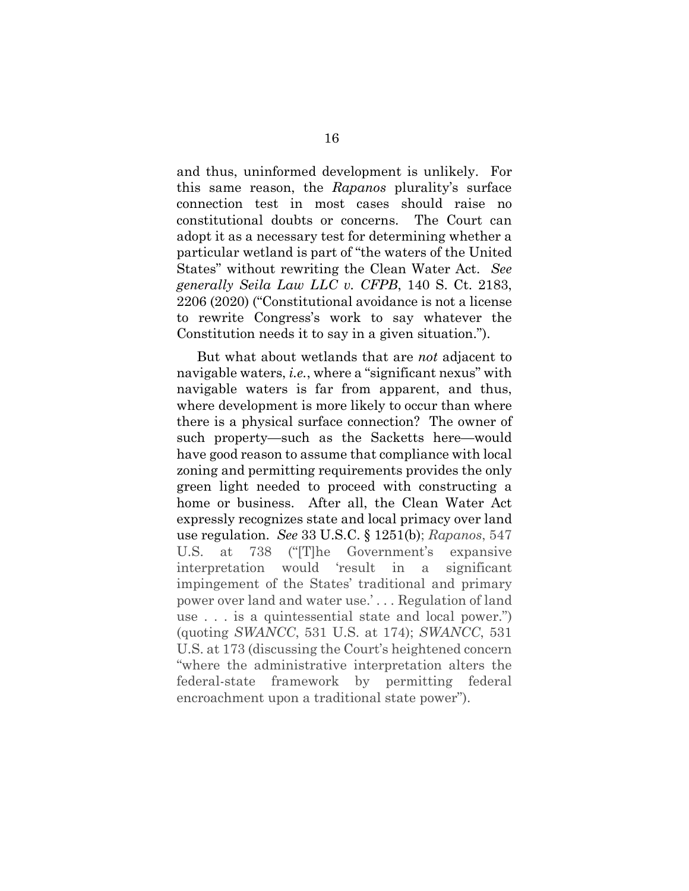and thus, uninformed development is unlikely. For this same reason, the *Rapanos* plurality's surface connection test in most cases should raise no constitutional doubts or concerns. The Court can adopt it as a necessary test for determining whether a particular wetland is part of "the waters of the United States" without rewriting the Clean Water Act. *See generally Seila Law LLC v. CFPB*, 140 S. Ct. 2183, 2206 (2020) ("Constitutional avoidance is not a license to rewrite Congress's work to say whatever the Constitution needs it to say in a given situation.").

But what about wetlands that are *not* adjacent to navigable waters, *i.e.*, where a "significant nexus" with navigable waters is far from apparent, and thus, where development is more likely to occur than where there is a physical surface connection? The owner of such property—such as the Sacketts here—would have good reason to assume that compliance with local zoning and permitting requirements provides the only green light needed to proceed with constructing a home or business. After all, the Clean Water Act expressly recognizes state and local primacy over land use regulation. *See* 33 U.S.C. § 1251(b); *Rapanos*, 547 U.S. at 738 ("[T]he Government's expansive interpretation would 'result in a significant impingement of the States' traditional and primary power over land and water use.' . . . Regulation of land use . . . is a quintessential state and local power.") (quoting *SWANCC*, 531 U.S. at 174); *SWANCC*, 531 U.S. at 173 (discussing the Court's heightened concern "where the administrative interpretation alters the federal-state framework by permitting federal encroachment upon a traditional state power").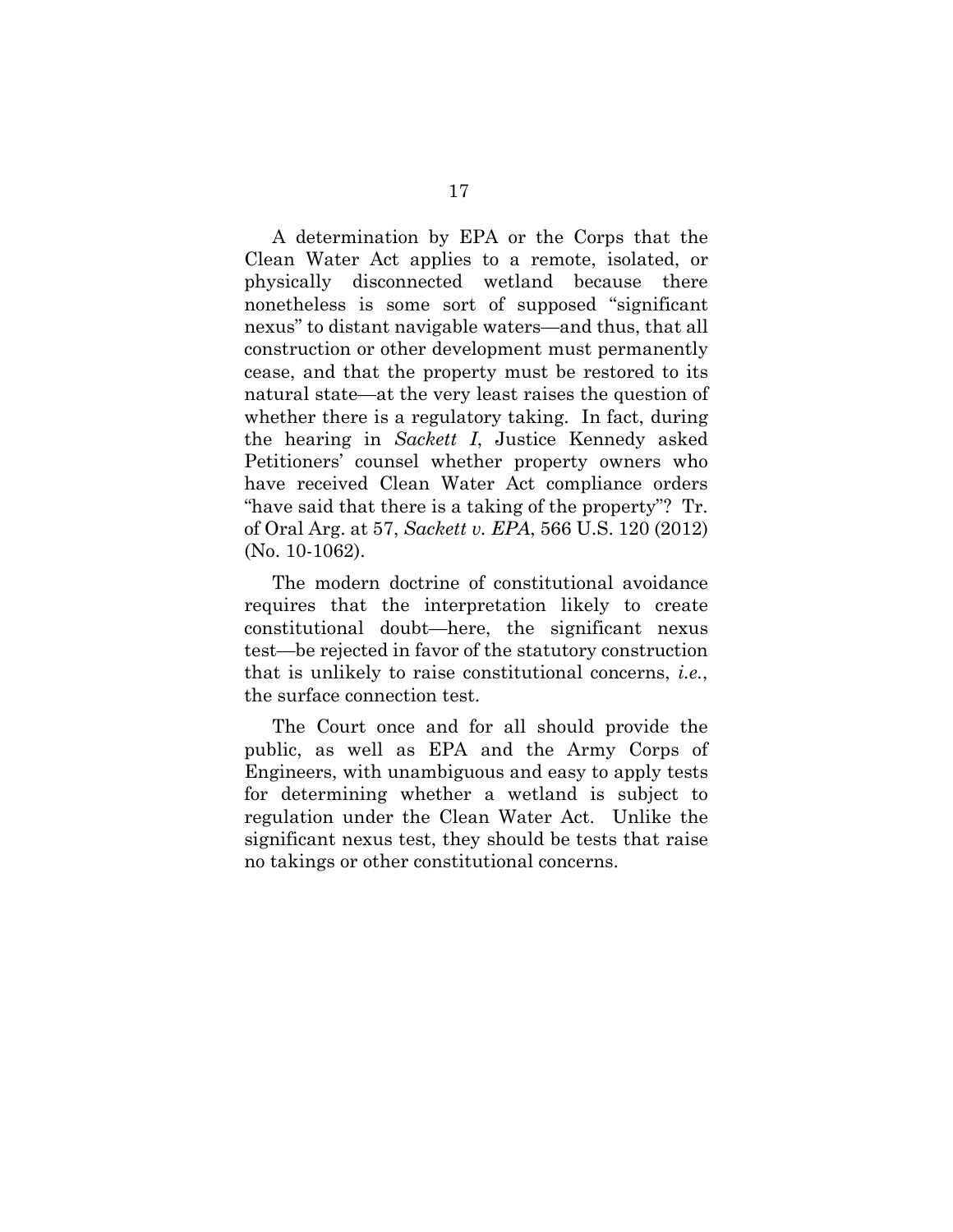A determination by EPA or the Corps that the Clean Water Act applies to a remote, isolated, or physically disconnected wetland because there nonetheless is some sort of supposed "significant nexus" to distant navigable waters—and thus, that all construction or other development must permanently cease, and that the property must be restored to its natural state—at the very least raises the question of whether there is a regulatory taking. In fact, during the hearing in *Sackett I*, Justice Kennedy asked Petitioners' counsel whether property owners who have received Clean Water Act compliance orders "have said that there is a taking of the property"? Tr. of Oral Arg. at 57, *Sackett v. EPA*, 566 U.S. 120 (2012) (No. 10-1062).

The modern doctrine of constitutional avoidance requires that the interpretation likely to create constitutional doubt—here, the significant nexus test—be rejected in favor of the statutory construction that is unlikely to raise constitutional concerns, *i.e.*, the surface connection test.

The Court once and for all should provide the public, as well as EPA and the Army Corps of Engineers, with unambiguous and easy to apply tests for determining whether a wetland is subject to regulation under the Clean Water Act. Unlike the significant nexus test, they should be tests that raise no takings or other constitutional concerns.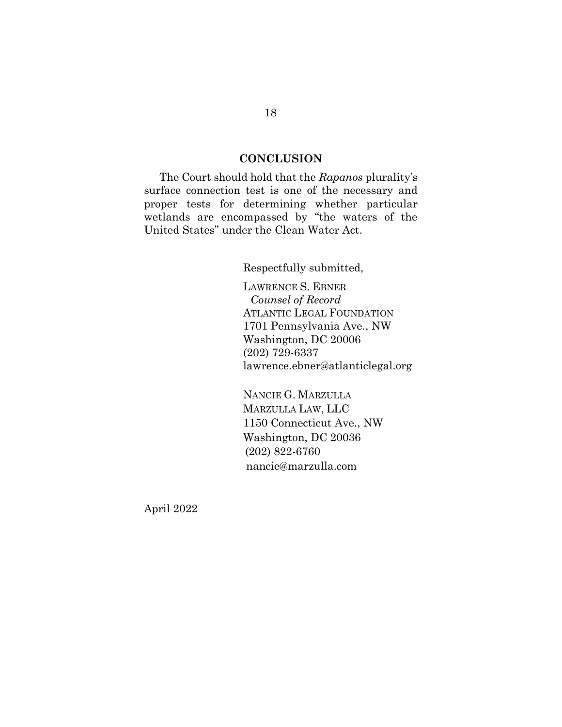## CONCLUSION

The Court should hold that the *Rapanos* plurality's surface connection test is one of the necessary and proper tests for determining whether particular wetlands are encompassed by "the waters of the United States" under the Clean Water Act.

Respectfully submitted,

LAWRENCE S. EBNER
*Counsel of Record*
ATLANTIC LEGAL FOUNDATION
1701 Pennsylvania Ave., NW
Washington, DC 20006
(202) 729-6337
lawrence.ebner@atlanticlegal.org

NANCIE G. MARZULLA
MARZULLA LAW, LLC
1150 Connecticut Ave., NW
Washington, DC 20036
(202) 822-6760
nancie@marzulla.com

April 2022